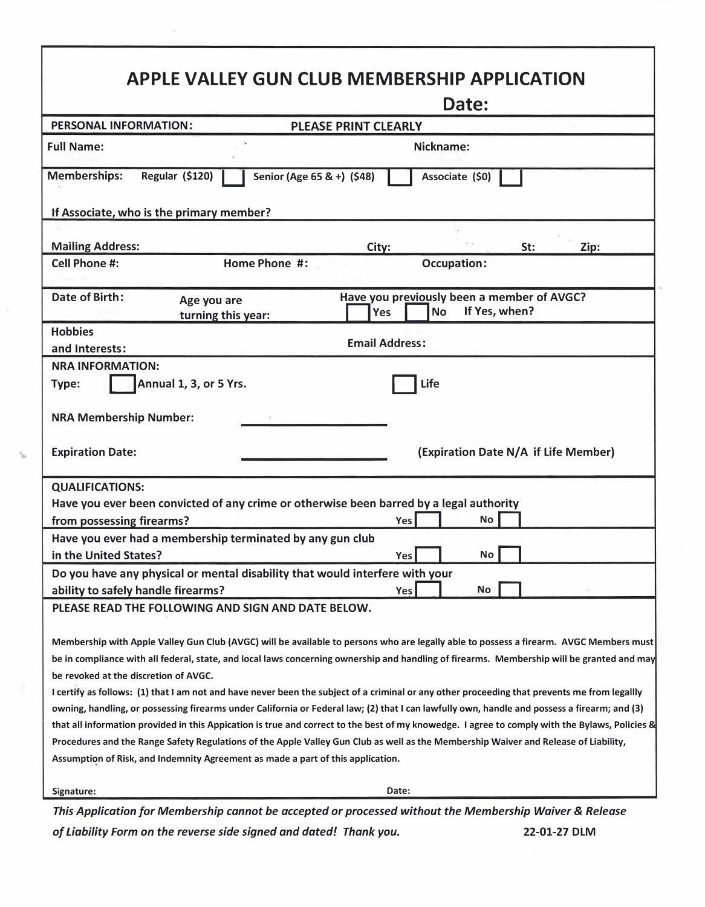# APPLE VALLEY GUN CLUB MEMBERSHIP APPLICATION

**Date:**

**PERSONAL INFORMATION:** **PLEASE PRINT CLEARLY**

**Full Name:** **Nickname:**

**Memberships:** Regular ($120) ☐ Senior (Age 65 & +) ($48) ☐ Associate ($0) ☐

**If Associate, who is the primary member?**

**Mailing Address:** **City:** **St:** **Zip:**

**Cell Phone #:** **Home Phone #:** **Occupation:**

**Date of Birth:** **Age you are turning this year:** **Have you previously been a member of AVGC?** ☐ Yes ☐ No If Yes, when?

**Hobbies and Interests:** **Email Address:**

**NRA INFORMATION:**

**Type:** ☐ Annual 1, 3, or 5 Yrs. ☐ Life

**NRA Membership Number:** ______________________

**Expiration Date:** ______________________ **(Expiration Date N/A if Life Member)**

**QUALIFICATIONS:**

**Have you ever been convicted of any crime or otherwise been barred by a legal authority from possessing firearms?** Yes ☐ No ☐

**Have you ever had a membership terminated by any gun club in the United States?** Yes ☐ No ☐

**Do you have any physical or mental disability that would interfere with your ability to safely handle firearms?** Yes ☐ No ☐

**PLEASE READ THE FOLLOWING AND SIGN AND DATE BELOW.**

**Membership with Apple Valley Gun Club (AVGC) will be available to persons who are legally able to possess a firearm. AVGC Members must be in compliance with all federal, state, and local laws concerning ownership and handling of firearms. Membership will be granted and may be revoked at the discretion of AVGC.**

**I certify as follows: (1) that I am not and have never been the subject of a criminal or any other proceeding that prevents me from legallly owning, handling, or possessing firearms under California or Federal law; (2) that I can lawfully own, handle and possess a firearm; and (3) that all information provided in this Appication is true and correct to the best of my knowedge. I agree to comply with the Bylaws, Policies & Procedures and the Range Safety Regulations of the Apple Valley Gun Club as well as the Membership Waiver and Release of Liability, Assumption of Risk, and Indemnity Agreement as made a part of this application.**

**Signature:** **Date:**

***This Application for Membership cannot be accepted or processed without the Membership Waiver & Release of Liability Form on the reverse side signed and dated! Thank you.*** **22-01-27 DLM**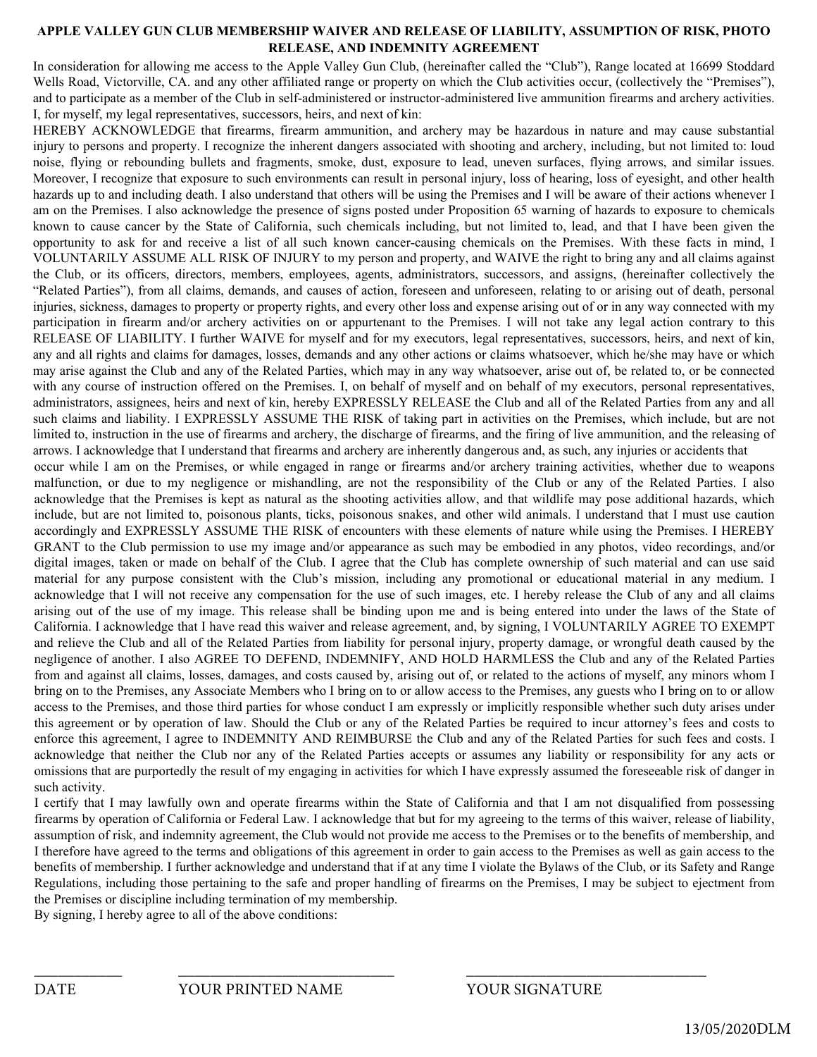**APPLE VALLEY GUN CLUB MEMBERSHIP WAIVER AND RELEASE OF LIABILITY, ASSUMPTION OF RISK, PHOTO RELEASE, AND INDEMNITY AGREEMENT**

In consideration for allowing me access to the Apple Valley Gun Club, (hereinafter called the "Club"), Range located at 16699 Stoddard Wells Road, Victorville, CA. and any other affiliated range or property on which the Club activities occur, (collectively the "Premises"), and to participate as a member of the Club in self-administered or instructor-administered live ammunition firearms and archery activities. I, for myself, my legal representatives, successors, heirs, and next of kin:

HEREBY ACKNOWLEDGE that firearms, firearm ammunition, and archery may be hazardous in nature and may cause substantial injury to persons and property. I recognize the inherent dangers associated with shooting and archery, including, but not limited to: loud noise, flying or rebounding bullets and fragments, smoke, dust, exposure to lead, uneven surfaces, flying arrows, and similar issues. Moreover, I recognize that exposure to such environments can result in personal injury, loss of hearing, loss of eyesight, and other health hazards up to and including death. I also understand that others will be using the Premises and I will be aware of their actions whenever I am on the Premises. I also acknowledge the presence of signs posted under Proposition 65 warning of hazards to exposure to chemicals known to cause cancer by the State of California, such chemicals including, but not limited to, lead, and that I have been given the opportunity to ask for and receive a list of all such known cancer-causing chemicals on the Premises. With these facts in mind, I VOLUNTARILY ASSUME ALL RISK OF INJURY to my person and property, and WAIVE the right to bring any and all claims against the Club, or its officers, directors, members, employees, agents, administrators, successors, and assigns, (hereinafter collectively the "Related Parties"), from all claims, demands, and causes of action, foreseen and unforeseen, relating to or arising out of death, personal injuries, sickness, damages to property or property rights, and every other loss and expense arising out of or in any way connected with my participation in firearm and/or archery activities on or appurtenant to the Premises. I will not take any legal action contrary to this RELEASE OF LIABILITY. I further WAIVE for myself and for my executors, legal representatives, successors, heirs, and next of kin, any and all rights and claims for damages, losses, demands and any other actions or claims whatsoever, which he/she may have or which may arise against the Club and any of the Related Parties, which may in any way whatsoever, arise out of, be related to, or be connected with any course of instruction offered on the Premises. I, on behalf of myself and on behalf of my executors, personal representatives, administrators, assignees, heirs and next of kin, hereby EXPRESSLY RELEASE the Club and all of the Related Parties from any and all such claims and liability. I EXPRESSLY ASSUME THE RISK of taking part in activities on the Premises, which include, but are not limited to, instruction in the use of firearms and archery, the discharge of firearms, and the firing of live ammunition, and the releasing of arrows. I acknowledge that I understand that firearms and archery are inherently dangerous and, as such, any injuries or accidents that occur while I am on the Premises, or while engaged in range or firearms and/or archery training activities, whether due to weapons malfunction, or due to my negligence or mishandling, are not the responsibility of the Club or any of the Related Parties. I also acknowledge that the Premises is kept as natural as the shooting activities allow, and that wildlife may pose additional hazards, which include, but are not limited to, poisonous plants, ticks, poisonous snakes, and other wild animals. I understand that I must use caution accordingly and EXPRESSLY ASSUME THE RISK of encounters with these elements of nature while using the Premises. I HEREBY GRANT to the Club permission to use my image and/or appearance as such may be embodied in any photos, video recordings, and/or digital images, taken or made on behalf of the Club. I agree that the Club has complete ownership of such material and can use said material for any purpose consistent with the Club's mission, including any promotional or educational material in any medium. I acknowledge that I will not receive any compensation for the use of such images, etc. I hereby release the Club of any and all claims arising out of the use of my image. This release shall be binding upon me and is being entered into under the laws of the State of California. I acknowledge that I have read this waiver and release agreement, and, by signing, I VOLUNTARILY AGREE TO EXEMPT and relieve the Club and all of the Related Parties from liability for personal injury, property damage, or wrongful death caused by the negligence of another. I also AGREE TO DEFEND, INDEMNIFY, AND HOLD HARMLESS the Club and any of the Related Parties from and against all claims, losses, damages, and costs caused by, arising out of, or related to the actions of myself, any minors whom I bring on to the Premises, any Associate Members who I bring on to or allow access to the Premises, any guests who I bring on to or allow access to the Premises, and those third parties for whose conduct I am expressly or implicitly responsible whether such duty arises under this agreement or by operation of law. Should the Club or any of the Related Parties be required to incur attorney's fees and costs to enforce this agreement, I agree to INDEMNITY AND REIMBURSE the Club and any of the Related Parties for such fees and costs. I acknowledge that neither the Club nor any of the Related Parties accepts or assumes any liability or responsibility for any acts or omissions that are purportedly the result of my engaging in activities for which I have expressly assumed the foreseeable risk of danger in such activity.

I certify that I may lawfully own and operate firearms within the State of California and that I am not disqualified from possessing firearms by operation of California or Federal Law. I acknowledge that but for my agreeing to the terms of this waiver, release of liability, assumption of risk, and indemnity agreement, the Club would not provide me access to the Premises or to the benefits of membership, and I therefore have agreed to the terms and obligations of this agreement in order to gain access to the Premises as well as gain access to the benefits of membership. I further acknowledge and understand that if at any time I violate the Bylaws of the Club, or its Safety and Range Regulations, including those pertaining to the safe and proper handling of firearms on the Premises, I may be subject to ejectment from the Premises or discipline including termination of my membership.

By signing, I hereby agree to all of the above conditions:

| | | |
|---|---|---|
| ____________ | ____________________________ | ______________________________ |
| DATE | YOUR PRINTED NAME | YOUR SIGNATURE |

13/05/2020DLM